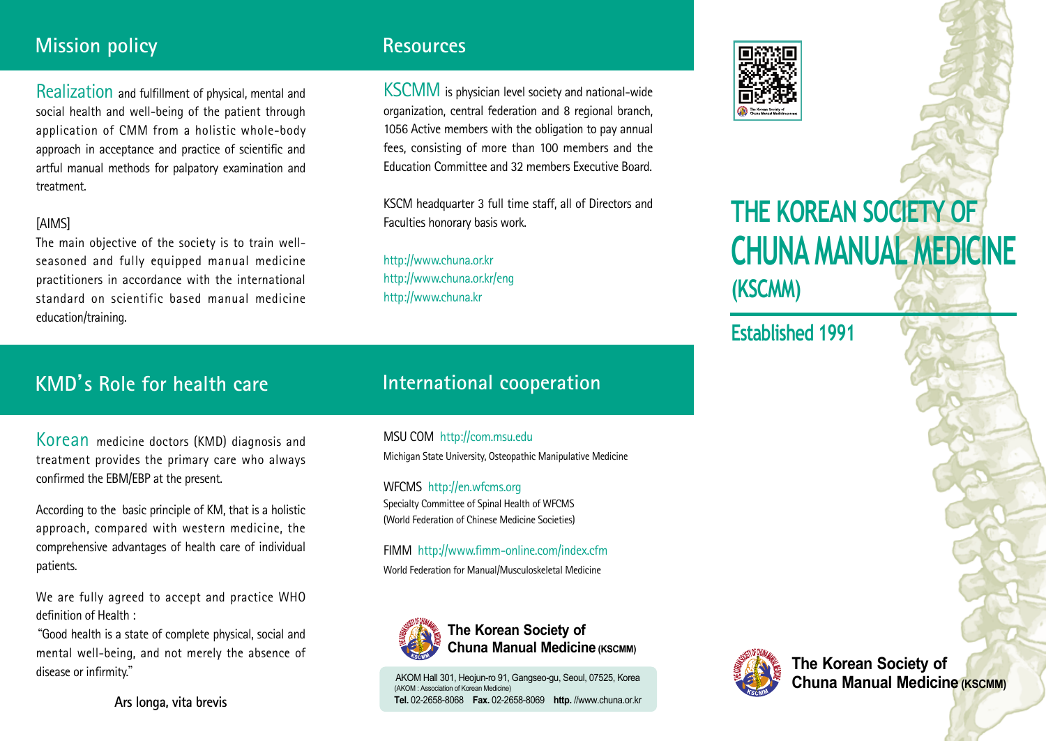## Mission policy

Realization and fulfillment of physical, mental and social health and well-being of the patient through application of CMM from a holistic whole-body approach in acceptance and practice of scientific and artful manual methods for palpatory examination and treatment.

[AIMS]
The main objective of the society is to train well-seasoned and fully equipped manual medicine practitioners in accordance with the international standard on scientific based manual medicine education/training.

## KMD's Role for health care

Korean medicine doctors (KMD) diagnosis and treatment provides the primary care who always confirmed the EBM/EBP at the present.

According to the basic principle of KM, that is a holistic approach, compared with western medicine, the comprehensive advantages of health care of individual patients.

We are fully agreed to accept and practice WHO definition of Health :
"Good health is a state of complete physical, social and mental well-being, and not merely the absence of disease or infirmity."

**Ars longa, vita brevis**

## Resources

KSCMM is physician level society and national-wide organization, central federation and 8 regional branch, 1056 Active members with the obligation to pay annual fees, consisting of more than 100 members and the Education Committee and 32 members Executive Board.

KSCM headquarter 3 full time staff, all of Directors and Faculties honorary basis work.

http://www.chuna.or.kr
http://www.chuna.or.kr/eng
http://www.chuna.kr

## International cooperation

MSU COM http://com.msu.edu
Michigan State University, Osteopathic Manipulative Medicine

WFCMS http://en.wfcms.org
Specialty Committee of Spinal Health of WFCMS
(World Federation of Chinese Medicine Societies)

FIMM http://www.fimm-online.com/index.cfm
World Federation for Manual/Musculoskeletal Medicine

**The Korean Society of Chuna Manual Medicine (KSCMM)**

AKOM Hall 301, Heojun-ro 91, Gangseo-gu, Seoul, 07525, Korea
(AKOM : Association of Korean Medicine)
**Tel.** 02-2658-8068 **Fax.** 02-2658-8069 **http.** //www.chuna.or.kr

# THE KOREAN SOCIETY OF CHUNA MANUAL MEDICINE (KSCMM)

## Established 1991

**The Korean Society of Chuna Manual Medicine (KSCMM)**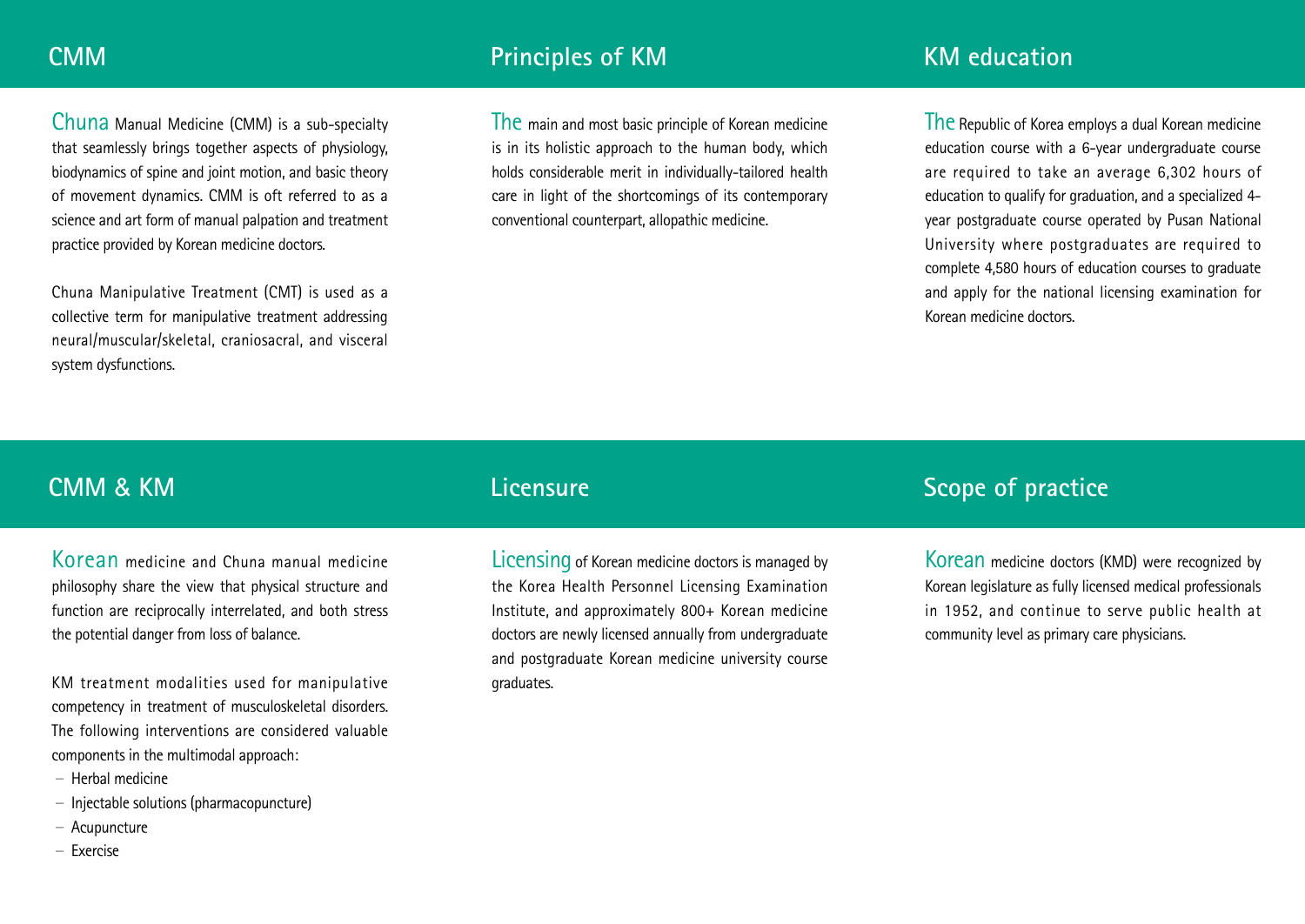## CMM

Chuna Manual Medicine (CMM) is a sub-specialty that seamlessly brings together aspects of physiology, biodynamics of spine and joint motion, and basic theory of movement dynamics. CMM is oft referred to as a science and art form of manual palpation and treatment practice provided by Korean medicine doctors.

Chuna Manipulative Treatment (CMT) is used as a collective term for manipulative treatment addressing neural/muscular/skeletal, craniosacral, and visceral system dysfunctions.

## Principles of KM

The main and most basic principle of Korean medicine is in its holistic approach to the human body, which holds considerable merit in individually-tailored health care in light of the shortcomings of its contemporary conventional counterpart, allopathic medicine.

## KM education

The Republic of Korea employs a dual Korean medicine education course with a 6-year undergraduate course are required to take an average 6,302 hours of education to qualify for graduation, and a specialized 4-year postgraduate course operated by Pusan National University where postgraduates are required to complete 4,580 hours of education courses to graduate and apply for the national licensing examination for Korean medicine doctors.

## CMM & KM

Korean medicine and Chuna manual medicine philosophy share the view that physical structure and function are reciprocally interrelated, and both stress the potential danger from loss of balance.

KM treatment modalities used for manipulative competency in treatment of musculoskeletal disorders. The following interventions are considered valuable components in the multimodal approach:

- Herbal medicine
- Injectable solutions (pharmacopuncture)
- Acupuncture
- Exercise

## Licensure

Licensing of Korean medicine doctors is managed by the Korea Health Personnel Licensing Examination Institute, and approximately 800+ Korean medicine doctors are newly licensed annually from undergraduate and postgraduate Korean medicine university course graduates.

## Scope of practice

Korean medicine doctors (KMD) were recognized by Korean legislature as fully licensed medical professionals in 1952, and continue to serve public health at community level as primary care physicians.